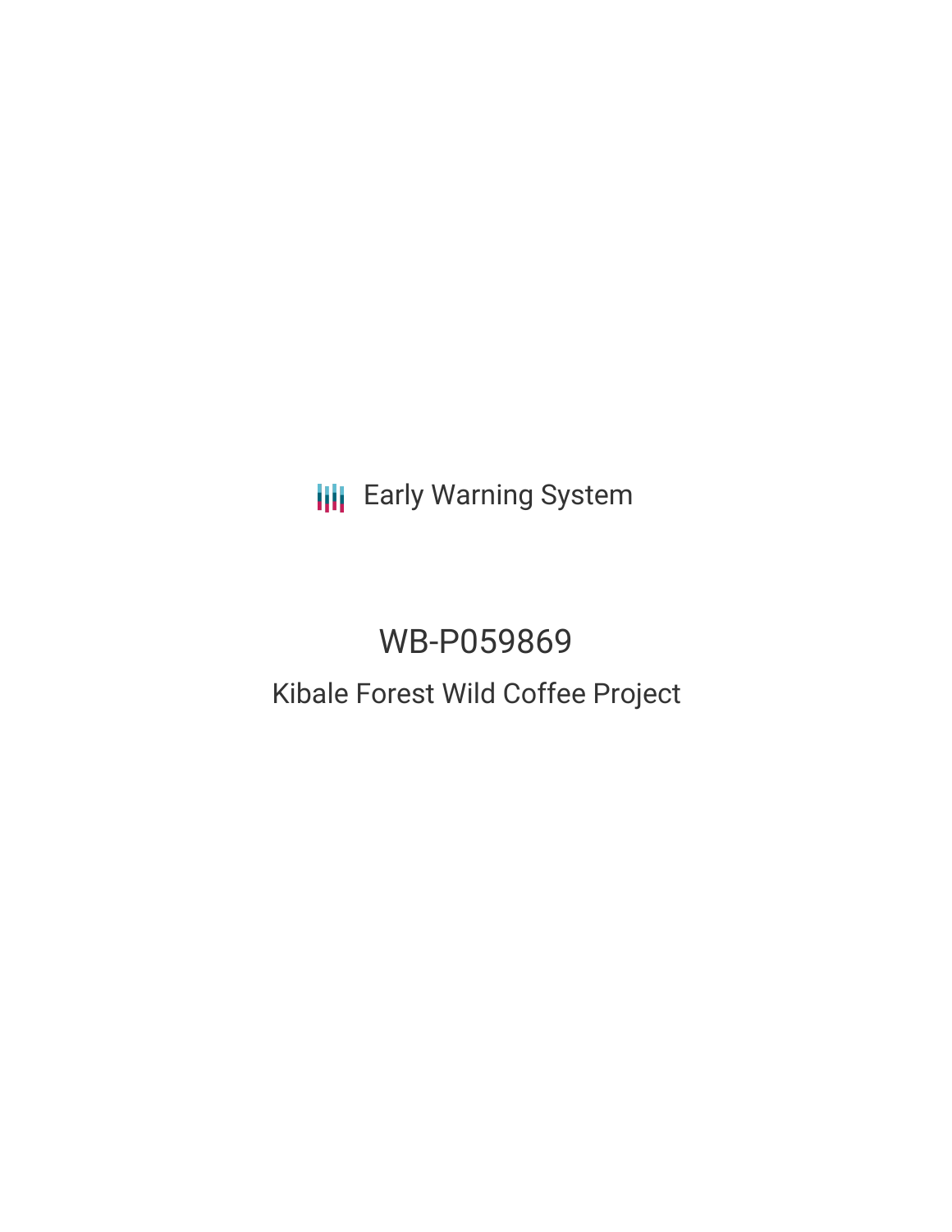Early Warning System

# WB-P059869

## Kibale Forest Wild Coffee Project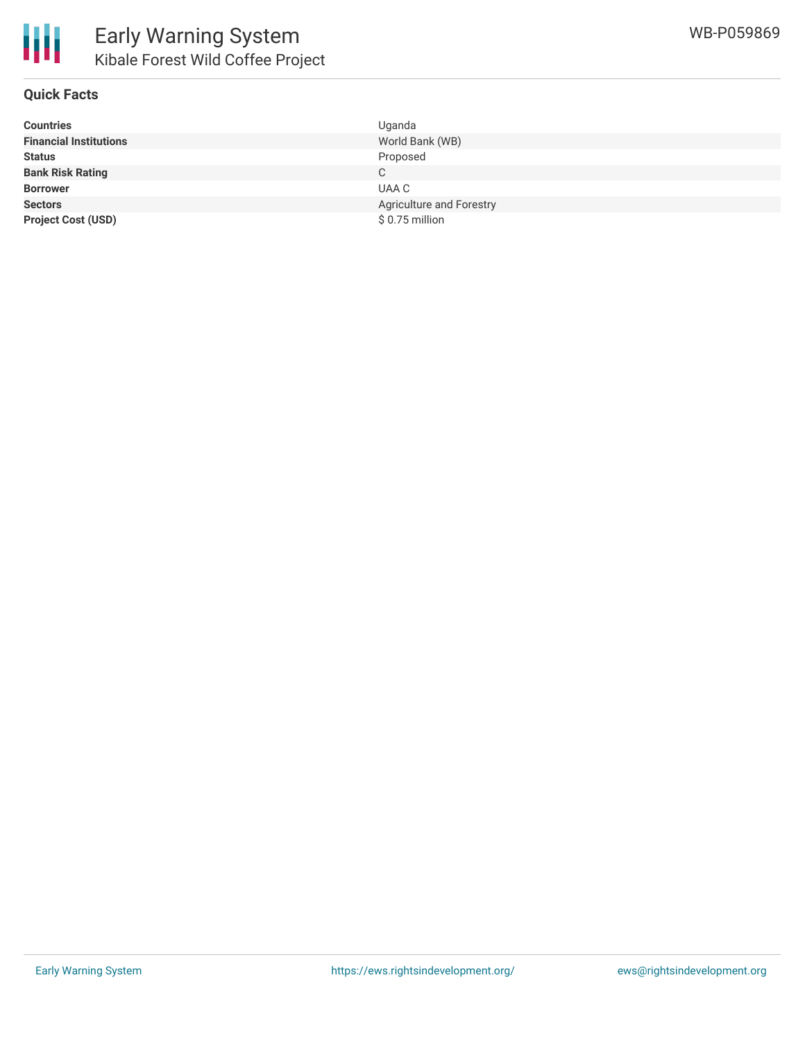# Early Warning System

## Kibale Forest Wild Coffee Project

WB-P059869

### Quick Facts

| | |
|---|---|
| **Countries** | Uganda |
| **Financial Institutions** | World Bank (WB) |
| **Status** | Proposed |
| **Bank Risk Rating** | C |
| **Borrower** | UAA C |
| **Sectors** | Agriculture and Forestry |
| **Project Cost (USD)** | $ 0.75 million |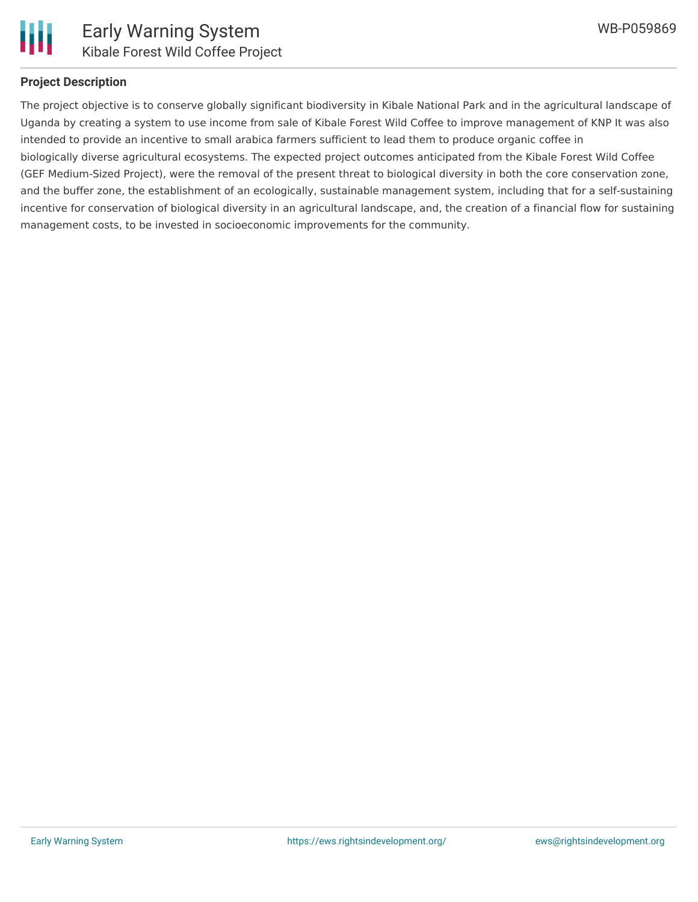## Project Description

The project objective is to conserve globally significant biodiversity in Kibale National Park and in the agricultural landscape of Uganda by creating a system to use income from sale of Kibale Forest Wild Coffee to improve management of KNP It was also intended to provide an incentive to small arabica farmers sufficient to lead them to produce organic coffee in biologically diverse agricultural ecosystems. The expected project outcomes anticipated from the Kibale Forest Wild Coffee (GEF Medium-Sized Project), were the removal of the present threat to biological diversity in both the core conservation zone, and the buffer zone, the establishment of an ecologically, sustainable management system, including that for a self-sustaining incentive for conservation of biological diversity in an agricultural landscape, and, the creation of a financial flow for sustaining management costs, to be invested in socioeconomic improvements for the community.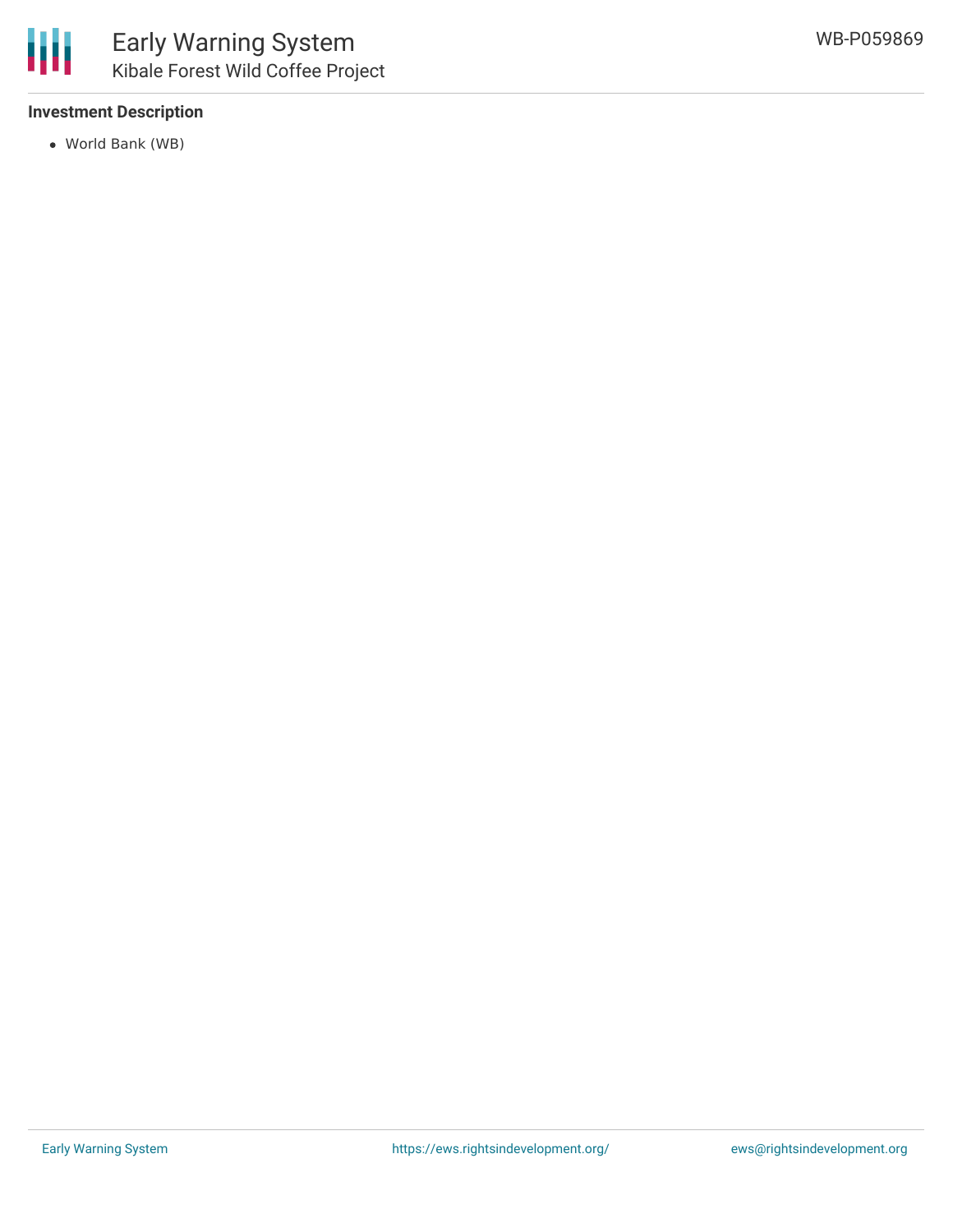### Investment Description

- World Bank (WB)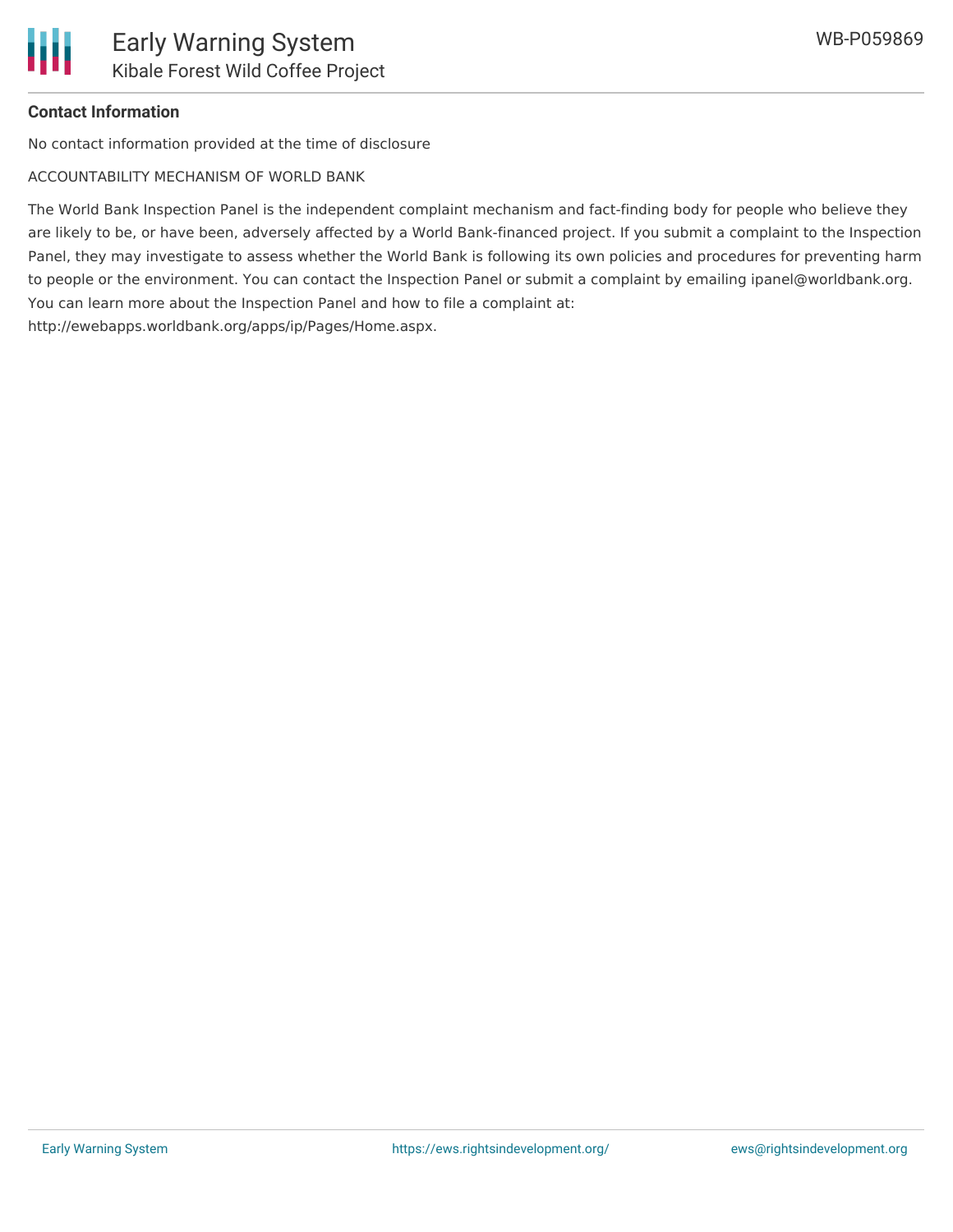**Contact Information**

No contact information provided at the time of disclosure

ACCOUNTABILITY MECHANISM OF WORLD BANK

The World Bank Inspection Panel is the independent complaint mechanism and fact-finding body for people who believe they are likely to be, or have been, adversely affected by a World Bank-financed project. If you submit a complaint to the Inspection Panel, they may investigate to assess whether the World Bank is following its own policies and procedures for preventing harm to people or the environment. You can contact the Inspection Panel or submit a complaint by emailing ipanel@worldbank.org. You can learn more about the Inspection Panel and how to file a complaint at: http://ewebapps.worldbank.org/apps/ip/Pages/Home.aspx.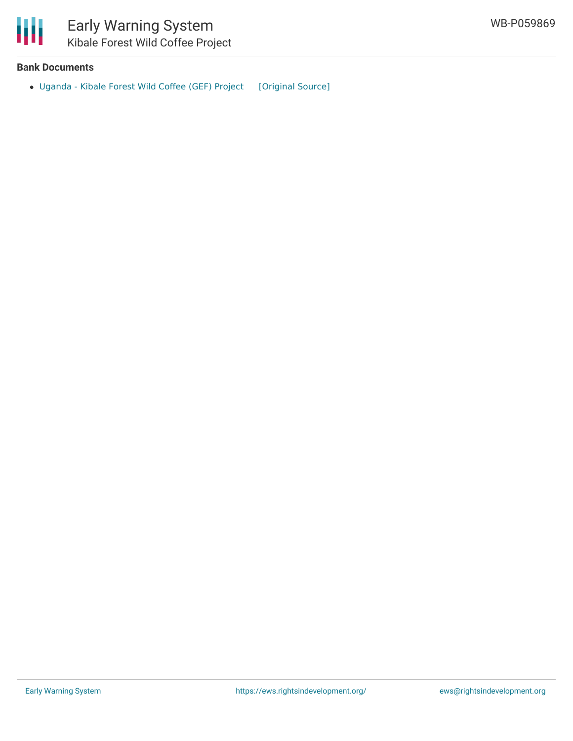**Bank Documents**

- Uganda - Kibale Forest Wild Coffee (GEF) Project [Original Source]